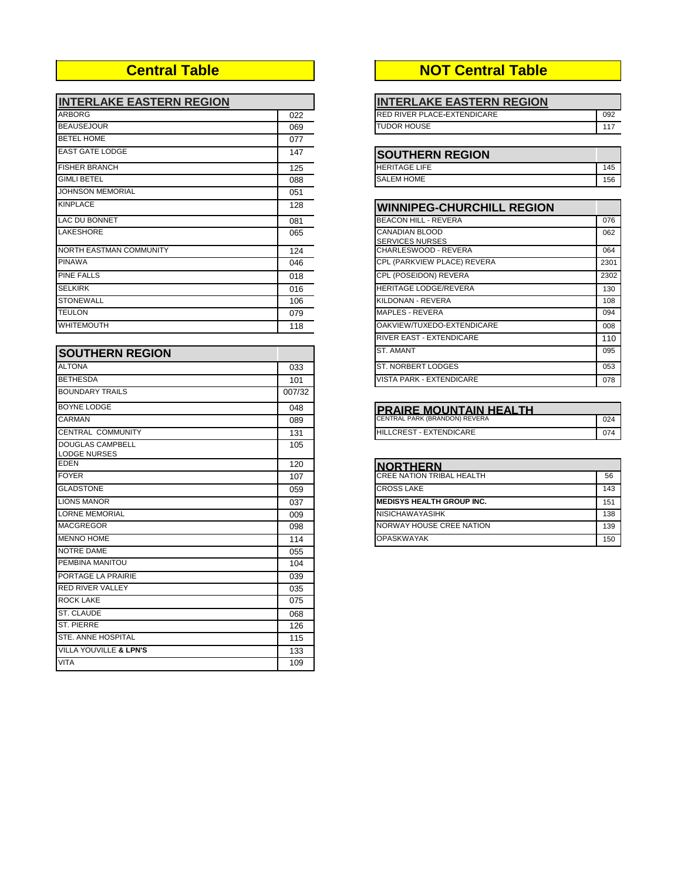# Central Table

| INTERLAKE EASTERN REGION | |
|---|---|
| ARBORG | 022 |
| BEAUSEJOUR | 069 |
| BETEL HOME | 077 |
| EAST GATE LODGE | 147 |
| FISHER BRANCH | 125 |
| GIMLI BETEL | 088 |
| JOHNSON MEMORIAL | 051 |
| KINPLACE | 128 |
| LAC DU BONNET | 081 |
| LAKESHORE | 065 |
| NORTH EASTMAN COMMUNITY | 124 |
| PINAWA | 046 |
| PINE FALLS | 018 |
| SELKIRK | 016 |
| STONEWALL | 106 |
| TEULON | 079 |
| WHITEMOUTH | 118 |

| SOUTHERN REGION | |
|---|---|
| ALTONA | 033 |
| BETHESDA | 101 |
| BOUNDARY TRAILS | 007/32 |
| BOYNE LODGE | 048 |
| CARMAN | 089 |
| CENTRAL COMMUNITY | 131 |
| DOUGLAS CAMPBELL LODGE NURSES | 105 |
| EDEN | 120 |
| FOYER | 107 |
| GLADSTONE | 059 |
| LIONS MANOR | 037 |
| LORNE MEMORIAL | 009 |
| MACGREGOR | 098 |
| MENNO HOME | 114 |
| NOTRE DAME | 055 |
| PEMBINA MANITOU | 104 |
| PORTAGE LA PRAIRIE | 039 |
| RED RIVER VALLEY | 035 |
| ROCK LAKE | 075 |
| ST. CLAUDE | 068 |
| ST. PIERRE | 126 |
| STE. ANNE HOSPITAL | 115 |
| VILLA YOUVILLE **& LPN'S** | 133 |
| VITA | 109 |

# NOT Central Table

| INTERLAKE EASTERN REGION | |
|---|---|
| RED RIVER PLACE-EXTENDICARE | 092 |
| TUDOR HOUSE | 117 |

| SOUTHERN REGION | |
|---|---|
| HERITAGE LIFE | 145 |
| SALEM HOME | 156 |

| WINNIPEG-CHURCHILL REGION | |
|---|---|
| BEACON HILL - REVERA | 076 |
| CANADIAN BLOOD SERVICES NURSES | 062 |
| CHARLESWOOD - REVERA | 064 |
| CPL (PARKVIEW PLACE) REVERA | 2301 |
| CPL (POSEIDON) REVERA | 2302 |
| HERITAGE LODGE/REVERA | 130 |
| KILDONAN - REVERA | 108 |
| MAPLES - REVERA | 094 |
| OAKVIEW/TUXEDO-EXTENDICARE | 008 |
| RIVER EAST - EXTENDICARE | 110 |
| ST. AMANT | 095 |
| ST. NORBERT LODGES | 053 |
| VISTA PARK - EXTENDICARE | 078 |

| PRAIRE MOUNTAIN HEALTH | |
|---|---|
| CENTRAL PARK (BRANDON) REVERA | 024 |
| HILLCREST - EXTENDICARE | 074 |

| NORTHERN | |
|---|---|
| CREE NATION TRIBAL HEALTH | 56 |
| CROSS LAKE | 143 |
| **MEDISYS HEALTH GROUP INC.** | 151 |
| NISICHAWAYASIHK | 138 |
| NORWAY HOUSE CREE NATION | 139 |
| OPASKWAYAK | 150 |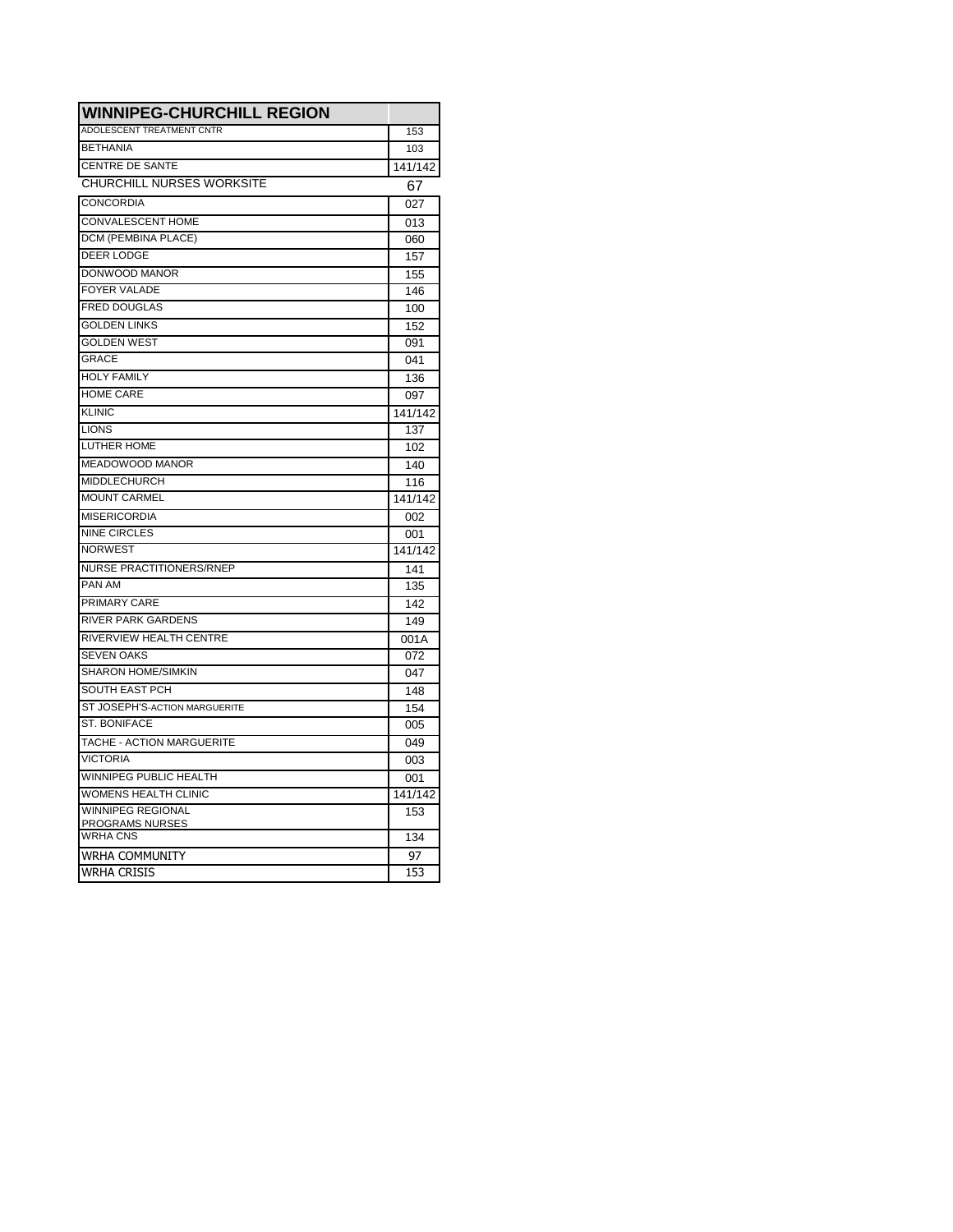| WINNIPEG-CHURCHILL REGION | |
|---|---|
| ADOLESCENT TREATMENT CNTR | 153 |
| BETHANIA | 103 |
| CENTRE DE SANTE | 141/142 |
| CHURCHILL NURSES WORKSITE | 67 |
| CONCORDIA | 027 |
| CONVALESCENT HOME | 013 |
| DCM (PEMBINA PLACE) | 060 |
| DEER LODGE | 157 |
| DONWOOD MANOR | 155 |
| FOYER VALADE | 146 |
| FRED DOUGLAS | 100 |
| GOLDEN LINKS | 152 |
| GOLDEN WEST | 091 |
| GRACE | 041 |
| HOLY FAMILY | 136 |
| HOME CARE | 097 |
| KLINIC | 141/142 |
| LIONS | 137 |
| LUTHER HOME | 102 |
| MEADOWOOD MANOR | 140 |
| MIDDLECHURCH | 116 |
| MOUNT CARMEL | 141/142 |
| MISERICORDIA | 002 |
| NINE CIRCLES | 001 |
| NORWEST | 141/142 |
| NURSE PRACTITIONERS/RNEP | 141 |
| PAN AM | 135 |
| PRIMARY CARE | 142 |
| RIVER PARK GARDENS | 149 |
| RIVERVIEW HEALTH CENTRE | 001A |
| SEVEN OAKS | 072 |
| SHARON HOME/SIMKIN | 047 |
| SOUTH EAST PCH | 148 |
| ST JOSEPH'S-ACTION MARGUERITE | 154 |
| ST. BONIFACE | 005 |
| TACHE - ACTION MARGUERITE | 049 |
| VICTORIA | 003 |
| WINNIPEG PUBLIC HEALTH | 001 |
| WOMENS HEALTH CLINIC | 141/142 |
| WINNIPEG REGIONAL PROGRAMS NURSES | 153 |
| WRHA CNS | 134 |
| WRHA COMMUNITY | 97 |
| WRHA CRISIS | 153 |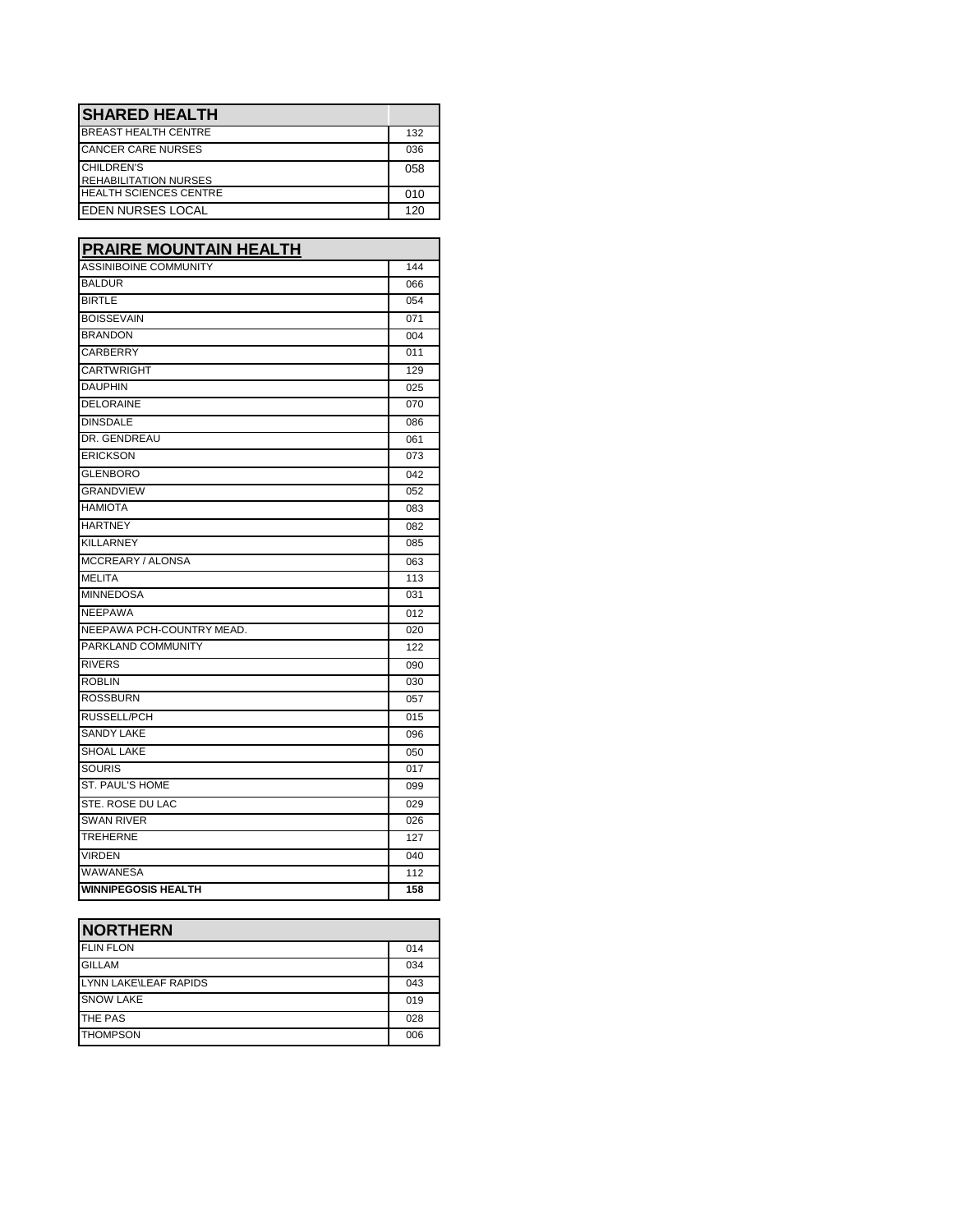| SHARED HEALTH | |
|---|---|
| BREAST HEALTH CENTRE | 132 |
| CANCER CARE NURSES | 036 |
| CHILDREN'S REHABILITATION NURSES | 058 |
| HEALTH SCIENCES CENTRE | 010 |
| EDEN NURSES LOCAL | 120 |

| PRAIRE MOUNTAIN HEALTH | |
|---|---|
| ASSINIBOINE COMMUNITY | 144 |
| BALDUR | 066 |
| BIRTLE | 054 |
| BOISSEVAIN | 071 |
| BRANDON | 004 |
| CARBERRY | 011 |
| CARTWRIGHT | 129 |
| DAUPHIN | 025 |
| DELORAINE | 070 |
| DINSDALE | 086 |
| DR. GENDREAU | 061 |
| ERICKSON | 073 |
| GLENBORO | 042 |
| GRANDVIEW | 052 |
| HAMIOTA | 083 |
| HARTNEY | 082 |
| KILLARNEY | 085 |
| MCCREARY / ALONSA | 063 |
| MELITA | 113 |
| MINNEDOSA | 031 |
| NEEPAWA | 012 |
| NEEPAWA PCH-COUNTRY MEAD. | 020 |
| PARKLAND COMMUNITY | 122 |
| RIVERS | 090 |
| ROBLIN | 030 |
| ROSSBURN | 057 |
| RUSSELL/PCH | 015 |
| SANDY LAKE | 096 |
| SHOAL LAKE | 050 |
| SOURIS | 017 |
| ST. PAUL'S HOME | 099 |
| STE. ROSE DU LAC | 029 |
| SWAN RIVER | 026 |
| TREHERNE | 127 |
| VIRDEN | 040 |
| WAWANESA | 112 |
| **WINNIPEGOSIS HEALTH** | **158** |

| NORTHERN | |
|---|---|
| FLIN FLON | 014 |
| GILLAM | 034 |
| LYNN LAKE\LEAF RAPIDS | 043 |
| SNOW LAKE | 019 |
| THE PAS | 028 |
| THOMPSON | 006 |